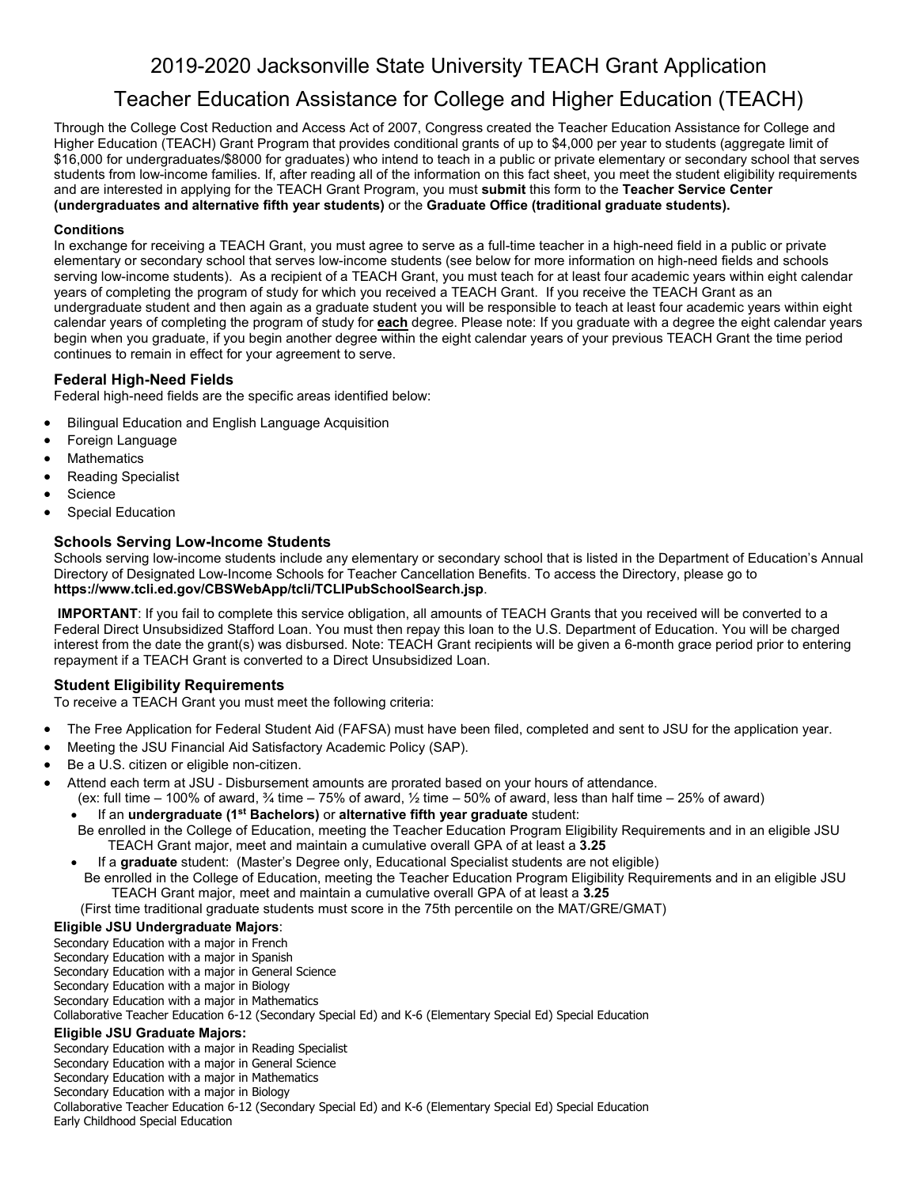# 2019-2020 Jacksonville State University TEACH Grant Application

# Teacher Education Assistance for College and Higher Education (TEACH)

Through the College Cost Reduction and Access Act of 2007, Congress created the Teacher Education Assistance for College and Higher Education (TEACH) Grant Program that provides conditional grants of up to $4,000 per year to students (aggregate limit of $16,000 for undergraduates/$8000 for graduates) who intend to teach in a public or private elementary or secondary school that serves students from low-income families. If, after reading all of the information on this fact sheet, you meet the student eligibility requirements and are interested in applying for the TEACH Grant Program, you must **submit** this form to the **Teacher Service Center (undergraduates and alternative fifth year students)** or the **Graduate Office (traditional graduate students).**

**Conditions**

In exchange for receiving a TEACH Grant, you must agree to serve as a full-time teacher in a high-need field in a public or private elementary or secondary school that serves low-income students (see below for more information on high-need fields and schools serving low-income students). As a recipient of a TEACH Grant, you must teach for at least four academic years within eight calendar years of completing the program of study for which you received a TEACH Grant. If you receive the TEACH Grant as an undergraduate student and then again as a graduate student you will be responsible to teach at least four academic years within eight calendar years of completing the program of study for **each** degree. Please note: If you graduate with a degree the eight calendar years begin when you graduate, if you begin another degree within the eight calendar years of your previous TEACH Grant the time period continues to remain in effect for your agreement to serve.

### Federal High-Need Fields

Federal high-need fields are the specific areas identified below:

- Bilingual Education and English Language Acquisition
- Foreign Language
- Mathematics
- Reading Specialist
- Science
- Special Education

### Schools Serving Low-Income Students

Schools serving low-income students include any elementary or secondary school that is listed in the Department of Education's Annual Directory of Designated Low-Income Schools for Teacher Cancellation Benefits. To access the Directory, please go to **https://www.tcli.ed.gov/CBSWebApp/tcli/TCLIPubSchoolSearch.jsp**.

**IMPORTANT**: If you fail to complete this service obligation, all amounts of TEACH Grants that you received will be converted to a Federal Direct Unsubsidized Stafford Loan. You must then repay this loan to the U.S. Department of Education. You will be charged interest from the date the grant(s) was disbursed. Note: TEACH Grant recipients will be given a 6-month grace period prior to entering repayment if a TEACH Grant is converted to a Direct Unsubsidized Loan.

### Student Eligibility Requirements

To receive a TEACH Grant you must meet the following criteria:

- The Free Application for Federal Student Aid (FAFSA) must have been filed, completed and sent to JSU for the application year.
- Meeting the JSU Financial Aid Satisfactory Academic Policy (SAP).
- Be a U.S. citizen or eligible non-citizen.
- Attend each term at JSU - Disbursement amounts are prorated based on your hours of attendance.
  (ex: full time – 100% of award, ¾ time – 75% of award, ½ time – 50% of award, less than half time – 25% of award)
  - If an **undergraduate (1st Bachelors)** or **alternative fifth year graduate** student:
    Be enrolled in the College of Education, meeting the Teacher Education Program Eligibility Requirements and in an eligible JSU TEACH Grant major, meet and maintain a cumulative overall GPA of at least a **3.25**
  - If a **graduate** student: (Master's Degree only, Educational Specialist students are not eligible)
    Be enrolled in the College of Education, meeting the Teacher Education Program Eligibility Requirements and in an eligible JSU TEACH Grant major, meet and maintain a cumulative overall GPA of at least a **3.25**
    (First time traditional graduate students must score in the 75th percentile on the MAT/GRE/GMAT)

**Eligible JSU Undergraduate Majors**:

Secondary Education with a major in French
Secondary Education with a major in Spanish
Secondary Education with a major in General Science
Secondary Education with a major in Biology
Secondary Education with a major in Mathematics
Collaborative Teacher Education 6-12 (Secondary Special Ed) and K-6 (Elementary Special Ed) Special Education

**Eligible JSU Graduate Majors:**

Secondary Education with a major in Reading Specialist
Secondary Education with a major in General Science
Secondary Education with a major in Mathematics
Secondary Education with a major in Biology
Collaborative Teacher Education 6-12 (Secondary Special Ed) and K-6 (Elementary Special Ed) Special Education
Early Childhood Special Education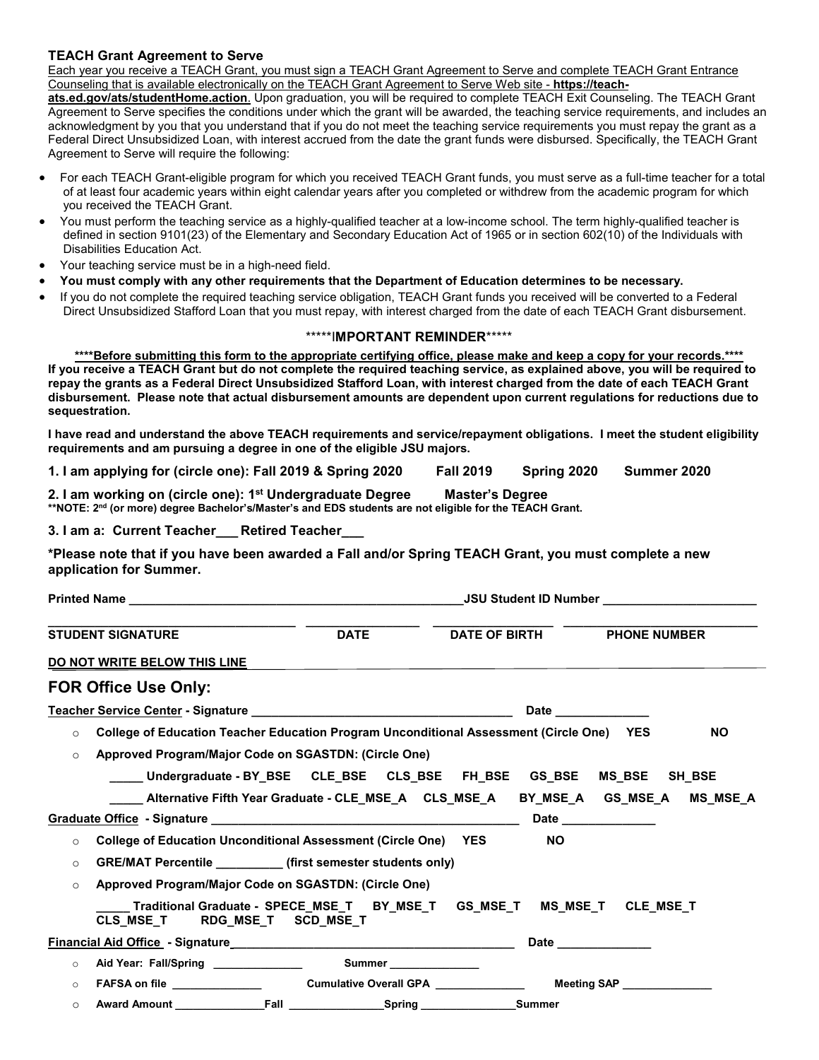### TEACH Grant Agreement to Serve

Each year you receive a TEACH Grant, you must sign a TEACH Grant Agreement to Serve and complete TEACH Grant Entrance Counseling that is available electronically on the TEACH Grant Agreement to Serve Web site - **https://teach-ats.ed.gov/ats/studentHome.action**. Upon graduation, you will be required to complete TEACH Exit Counseling. The TEACH Grant Agreement to Serve specifies the conditions under which the grant will be awarded, the teaching service requirements, and includes an acknowledgment by you that you understand that if you do not meet the teaching service requirements you must repay the grant as a Federal Direct Unsubsidized Loan, with interest accrued from the date the grant funds were disbursed. Specifically, the TEACH Grant Agreement to Serve will require the following:

- For each TEACH Grant-eligible program for which you received TEACH Grant funds, you must serve as a full-time teacher for a total of at least four academic years within eight calendar years after you completed or withdrew from the academic program for which you received the TEACH Grant.
- You must perform the teaching service as a highly-qualified teacher at a low-income school. The term highly-qualified teacher is defined in section 9101(23) of the Elementary and Secondary Education Act of 1965 or in section 602(10) of the Individuals with Disabilities Education Act.
- Your teaching service must be in a high-need field.
- **You must comply with any other requirements that the Department of Education determines to be necessary.**
- If you do not complete the required teaching service obligation, TEACH Grant funds you received will be converted to a Federal Direct Unsubsidized Stafford Loan that you must repay, with interest charged from the date of each TEACH Grant disbursement.

**\*\*\*\*\*IMPORTANT REMINDER\*\*\*\*\***

**\*\*\*\*Before submitting this form to the appropriate certifying office, please make and keep a copy for your records.\*\*\*\***

**If you receive a TEACH Grant but do not complete the required teaching service, as explained above, you will be required to repay the grants as a Federal Direct Unsubsidized Stafford Loan, with interest charged from the date of each TEACH Grant disbursement. Please note that actual disbursement amounts are dependent upon current regulations for reductions due to sequestration.**

**I have read and understand the above TEACH requirements and service/repayment obligations. I meet the student eligibility requirements and am pursuing a degree in one of the eligible JSU majors.**

**1. I am applying for (circle one): Fall 2019 & Spring 2020 Fall 2019 Spring 2020 Summer 2020**

**2. I am working on (circle one): 1st Undergraduate Degree Master's Degree**

**\*\*NOTE: 2nd (or more) degree Bachelor's/Master's and EDS students are not eligible for the TEACH Grant.**

**3. I am a: Current Teacher___ Retired Teacher___**

**\*Please note that if you have been awarded a Fall and/or Spring TEACH Grant, you must complete a new application for Summer.**

**Printed Name ______________________________ JSU Student ID Number ______________**

**__________________ __________ __________ ______________**
**STUDENT SIGNATURE DATE DATE OF BIRTH PHONE NUMBER**

**DO NOT WRITE BELOW THIS LINE**

## FOR Office Use Only:

**Teacher Service Center - Signature ______________________________ Date __________**

- **College of Education Teacher Education Program Unconditional Assessment (Circle One) YES NO**
- **Approved Program/Major Code on SGASTDN: (Circle One)**

  **_____ Undergraduate - BY_BSE CLE_BSE CLS_BSE FH_BSE GS_BSE MS_BSE SH_BSE**

  **_____ Alternative Fifth Year Graduate - CLE_MSE_A CLS_MSE_A BY_MSE_A GS_MSE_A MS_MSE_A**

**Graduate Office - Signature ______________________________ Date __________**

- **College of Education Unconditional Assessment (Circle One) YES NO**
- **GRE/MAT Percentile __________ (first semester students only)**
- **Approved Program/Major Code on SGASTDN: (Circle One)**

  **_____ Traditional Graduate - SPECE_MSE_T BY_MSE_T GS_MSE_T MS_MSE_T CLE_MSE_T CLS_MSE_T RDG_MSE_T SCD_MSE_T**

**Financial Aid Office - Signature ______________________________ Date __________**

- **Aid Year: Fall/Spring __________ Summer __________**
- **FAFSA on file __________ Cumulative Overall GPA __________ Meeting SAP __________**
- **Award Amount __________ Fall __________ Spring __________ Summer**